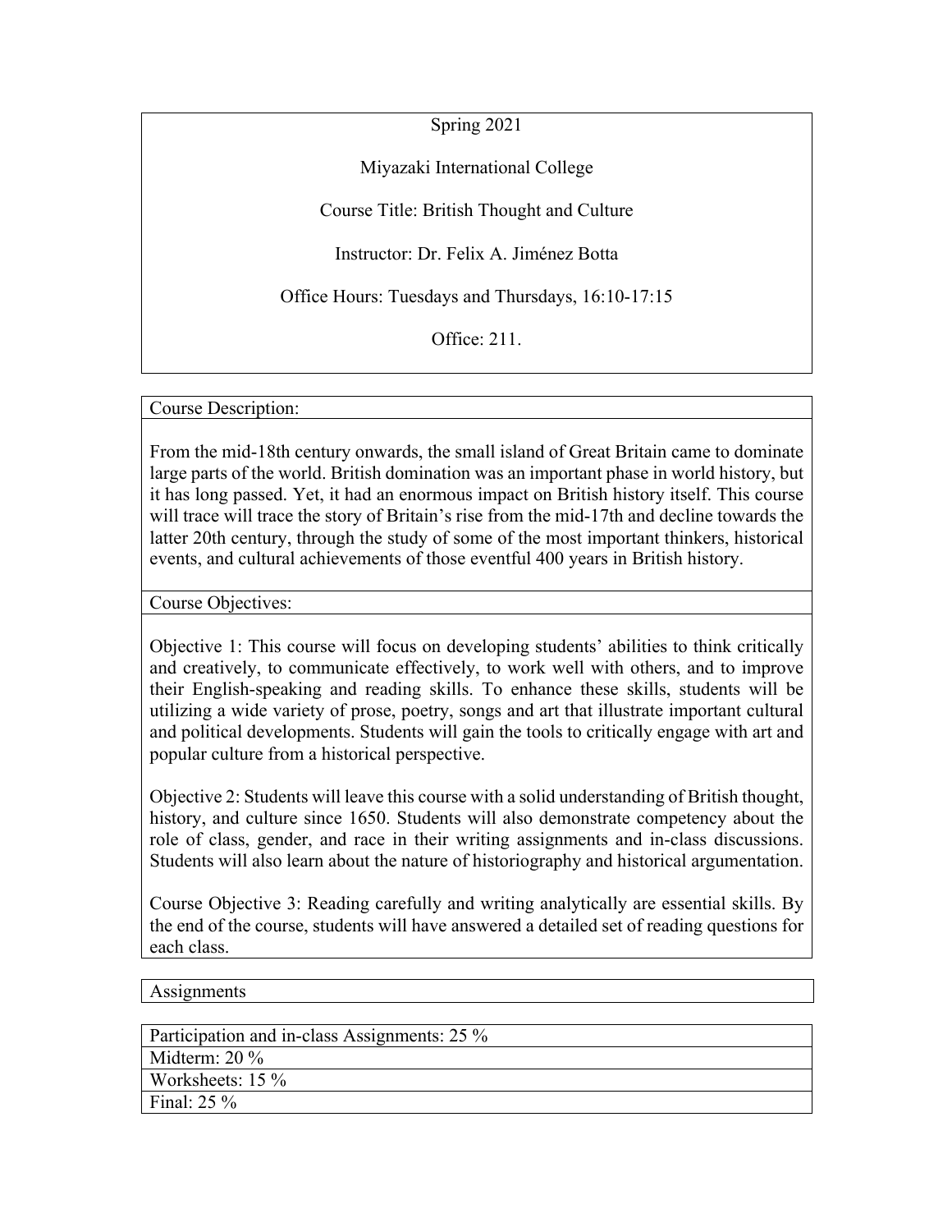Spring 2021

Miyazaki International College

Course Title: British Thought and Culture

Instructor: Dr. Felix A. Jiménez Botta

Office Hours: Tuesdays and Thursdays, 16:10-17:15

Office: 211.

## Course Description:

From the mid-18th century onwards, the small island of Great Britain came to dominate large parts of the world. British domination was an important phase in world history, but it has long passed. Yet, it had an enormous impact on British history itself. This course will trace will trace the story of Britain's rise from the mid-17th and decline towards the latter 20th century, through the study of some of the most important thinkers, historical events, and cultural achievements of those eventful 400 years in British history.

## Course Objectives:

Objective 1: This course will focus on developing students' abilities to think critically and creatively, to communicate effectively, to work well with others, and to improve their English-speaking and reading skills. To enhance these skills, students will be utilizing a wide variety of prose, poetry, songs and art that illustrate important cultural and political developments. Students will gain the tools to critically engage with art and popular culture from a historical perspective.

Objective 2: Students will leave this course with a solid understanding of British thought, history, and culture since 1650. Students will also demonstrate competency about the role of class, gender, and race in their writing assignments and in-class discussions. Students will also learn about the nature of historiography and historical argumentation.

Course Objective 3: Reading carefully and writing analytically are essential skills. By the end of the course, students will have answered a detailed set of reading questions for each class.

## Assignments

| Participation and in-class Assignments: 25 % |
| --- |
| Midterm: 20 % |
| Worksheets: 15 % |
| Final: 25 % |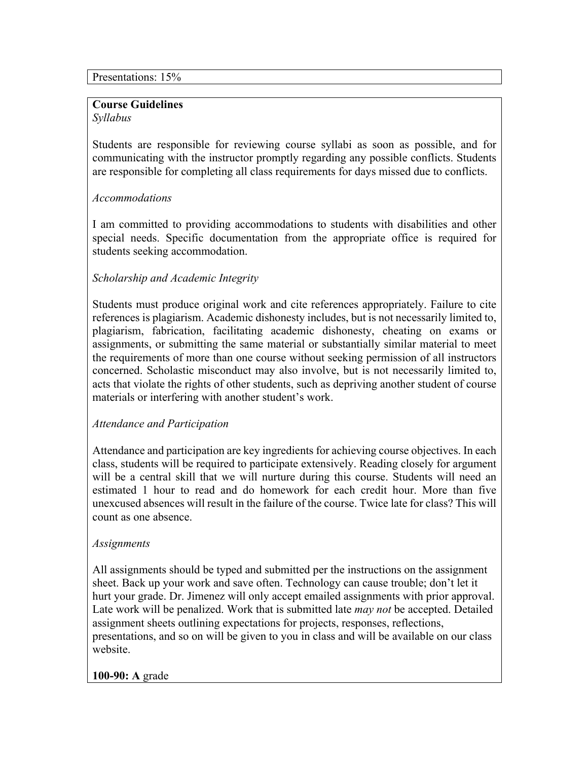Presentations: 15%

**Course Guidelines**

*Syllabus*

Students are responsible for reviewing course syllabi as soon as possible, and for communicating with the instructor promptly regarding any possible conflicts. Students are responsible for completing all class requirements for days missed due to conflicts.

*Accommodations*

I am committed to providing accommodations to students with disabilities and other special needs. Specific documentation from the appropriate office is required for students seeking accommodation.

*Scholarship and Academic Integrity*

Students must produce original work and cite references appropriately. Failure to cite references is plagiarism. Academic dishonesty includes, but is not necessarily limited to, plagiarism, fabrication, facilitating academic dishonesty, cheating on exams or assignments, or submitting the same material or substantially similar material to meet the requirements of more than one course without seeking permission of all instructors concerned. Scholastic misconduct may also involve, but is not necessarily limited to, acts that violate the rights of other students, such as depriving another student of course materials or interfering with another student's work.

*Attendance and Participation*

Attendance and participation are key ingredients for achieving course objectives. In each class, students will be required to participate extensively. Reading closely for argument will be a central skill that we will nurture during this course. Students will need an estimated 1 hour to read and do homework for each credit hour. More than five unexcused absences will result in the failure of the course. Twice late for class? This will count as one absence.

*Assignments*

All assignments should be typed and submitted per the instructions on the assignment sheet. Back up your work and save often. Technology can cause trouble; don't let it hurt your grade. Dr. Jimenez will only accept emailed assignments with prior approval. Late work will be penalized. Work that is submitted late *may not* be accepted. Detailed assignment sheets outlining expectations for projects, responses, reflections, presentations, and so on will be given to you in class and will be available on our class website.

**100-90: A** grade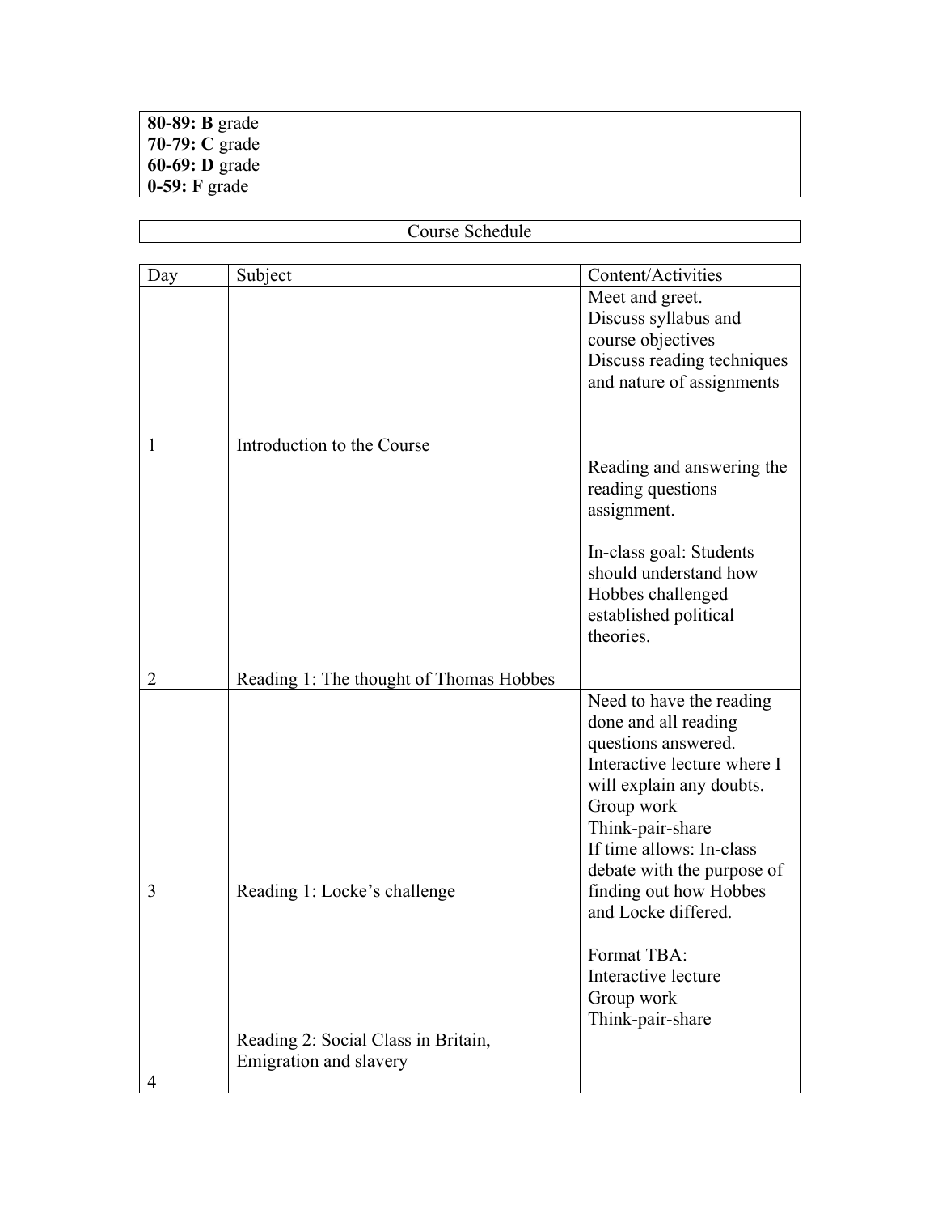| |
|---|
| **80-89: B** grade<br>**70-79: C** grade<br>**60-69: D** grade<br>**0-59: F** grade |

| Course Schedule |
|---|

| Day | Subject | Content/Activities |
|---|---|---|
| 1 | Introduction to the Course | Meet and greet.<br>Discuss syllabus and course objectives<br>Discuss reading techniques and nature of assignments |
| 2 | Reading 1: The thought of Thomas Hobbes | Reading and answering the reading questions assignment.<br><br>In-class goal: Students should understand how Hobbes challenged established political theories. |
| 3 | Reading 1: Locke's challenge | Need to have the reading done and all reading questions answered.<br>Interactive lecture where I will explain any doubts.<br>Group work<br>Think-pair-share<br>If time allows: In-class debate with the purpose of finding out how Hobbes and Locke differed. |
| 4 | Reading 2: Social Class in Britain, Emigration and slavery | Format TBA:<br>Interactive lecture<br>Group work<br>Think-pair-share |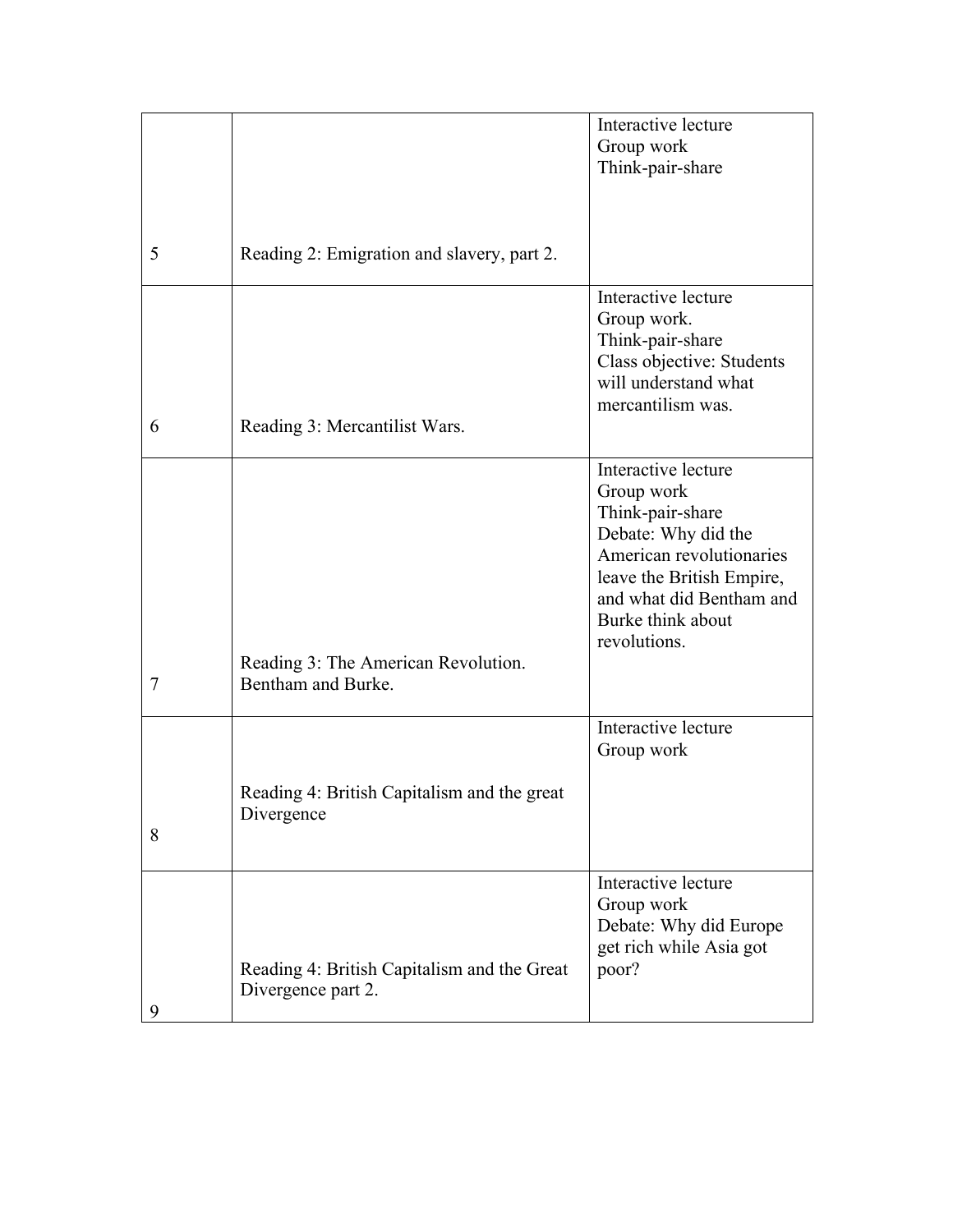| | | |
|---|---|---|
| 5 | Reading 2: Emigration and slavery, part 2. | Interactive lecture<br>Group work<br>Think-pair-share |
| 6 | Reading 3: Mercantilist Wars. | Interactive lecture<br>Group work.<br>Think-pair-share<br>Class objective: Students will understand what mercantilism was. |
| 7 | Reading 3: The American Revolution. Bentham and Burke. | Interactive lecture<br>Group work<br>Think-pair-share<br>Debate: Why did the American revolutionaries leave the British Empire, and what did Bentham and Burke think about revolutions. |
| 8 | Reading 4: British Capitalism and the great Divergence | Interactive lecture<br>Group work |
| 9 | Reading 4: British Capitalism and the Great Divergence part 2. | Interactive lecture<br>Group work<br>Debate: Why did Europe get rich while Asia got poor? |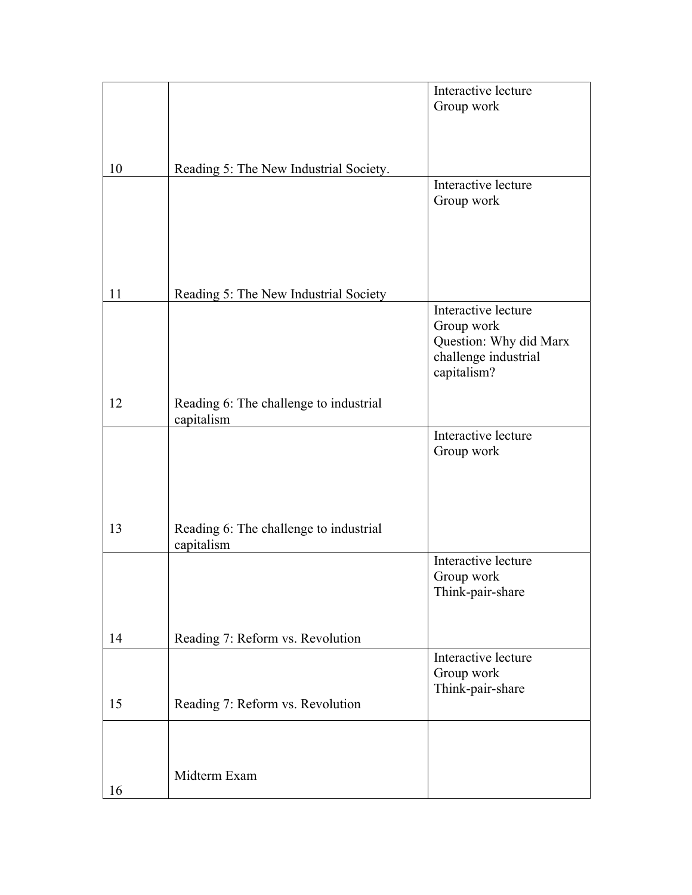| | | |
|---|---|---|
| 10 | Reading 5: The New Industrial Society. | Interactive lecture<br>Group work |
| 11 | Reading 5: The New Industrial Society | Interactive lecture<br>Group work |
| 12 | Reading 6: The challenge to industrial capitalism | Interactive lecture<br>Group work<br>Question: Why did Marx challenge industrial capitalism? |
| 13 | Reading 6: The challenge to industrial capitalism | Interactive lecture<br>Group work |
| 14 | Reading 7: Reform vs. Revolution | Interactive lecture<br>Group work<br>Think-pair-share |
| 15 | Reading 7: Reform vs. Revolution | Interactive lecture<br>Group work<br>Think-pair-share |
| 16 | Midterm Exam | |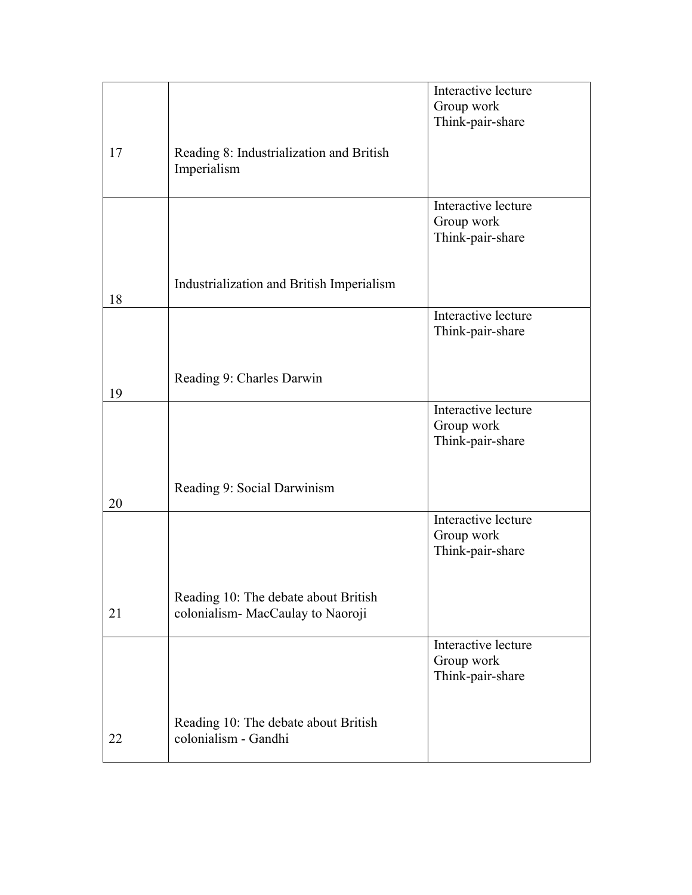|  |  |  |
|---|---|---|
| 17 | Reading 8: Industrialization and British Imperialism | Interactive lecture<br>Group work<br>Think-pair-share |
| 18 | Industrialization and British Imperialism | Interactive lecture<br>Group work<br>Think-pair-share |
| 19 | Reading 9: Charles Darwin | Interactive lecture<br>Think-pair-share |
| 20 | Reading 9: Social Darwinism | Interactive lecture<br>Group work<br>Think-pair-share |
| 21 | Reading 10: The debate about British colonialism- MacCaulay to Naoroji | Interactive lecture<br>Group work<br>Think-pair-share |
| 22 | Reading 10: The debate about British colonialism - Gandhi | Interactive lecture<br>Group work<br>Think-pair-share |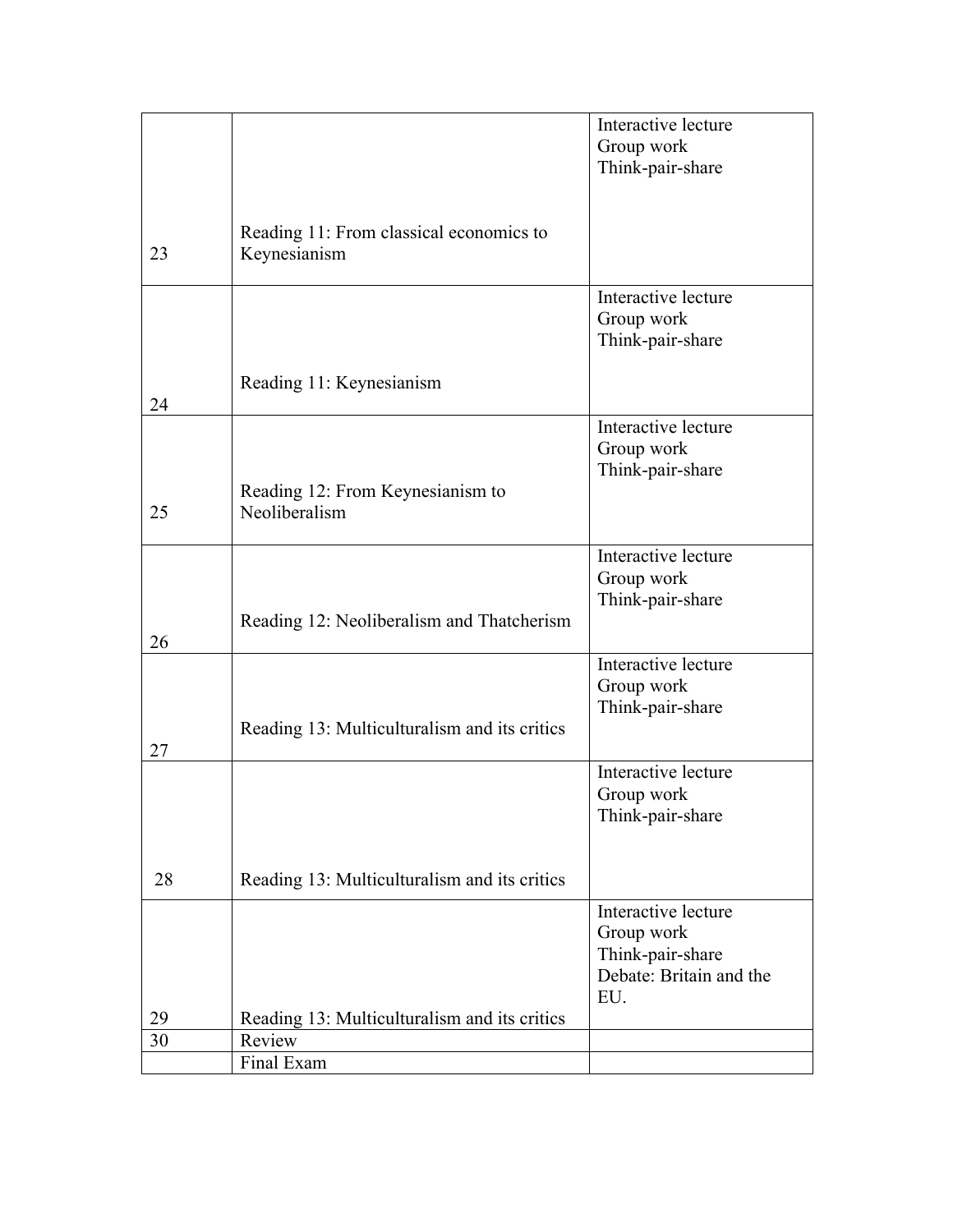| | | |
|---|---|---|
| 23 | Reading 11: From classical economics to Keynesianism | Interactive lecture<br>Group work<br>Think-pair-share |
| 24 | Reading 11: Keynesianism | Interactive lecture<br>Group work<br>Think-pair-share |
| 25 | Reading 12: From Keynesianism to Neoliberalism | Interactive lecture<br>Group work<br>Think-pair-share |
| 26 | Reading 12: Neoliberalism and Thatcherism | Interactive lecture<br>Group work<br>Think-pair-share |
| 27 | Reading 13: Multiculturalism and its critics | Interactive lecture<br>Group work<br>Think-pair-share |
| 28 | Reading 13: Multiculturalism and its critics | Interactive lecture<br>Group work<br>Think-pair-share |
| 29 | Reading 13: Multiculturalism and its critics | Interactive lecture<br>Group work<br>Think-pair-share<br>Debate: Britain and the EU. |
| 30 | Review | |
| | Final Exam | |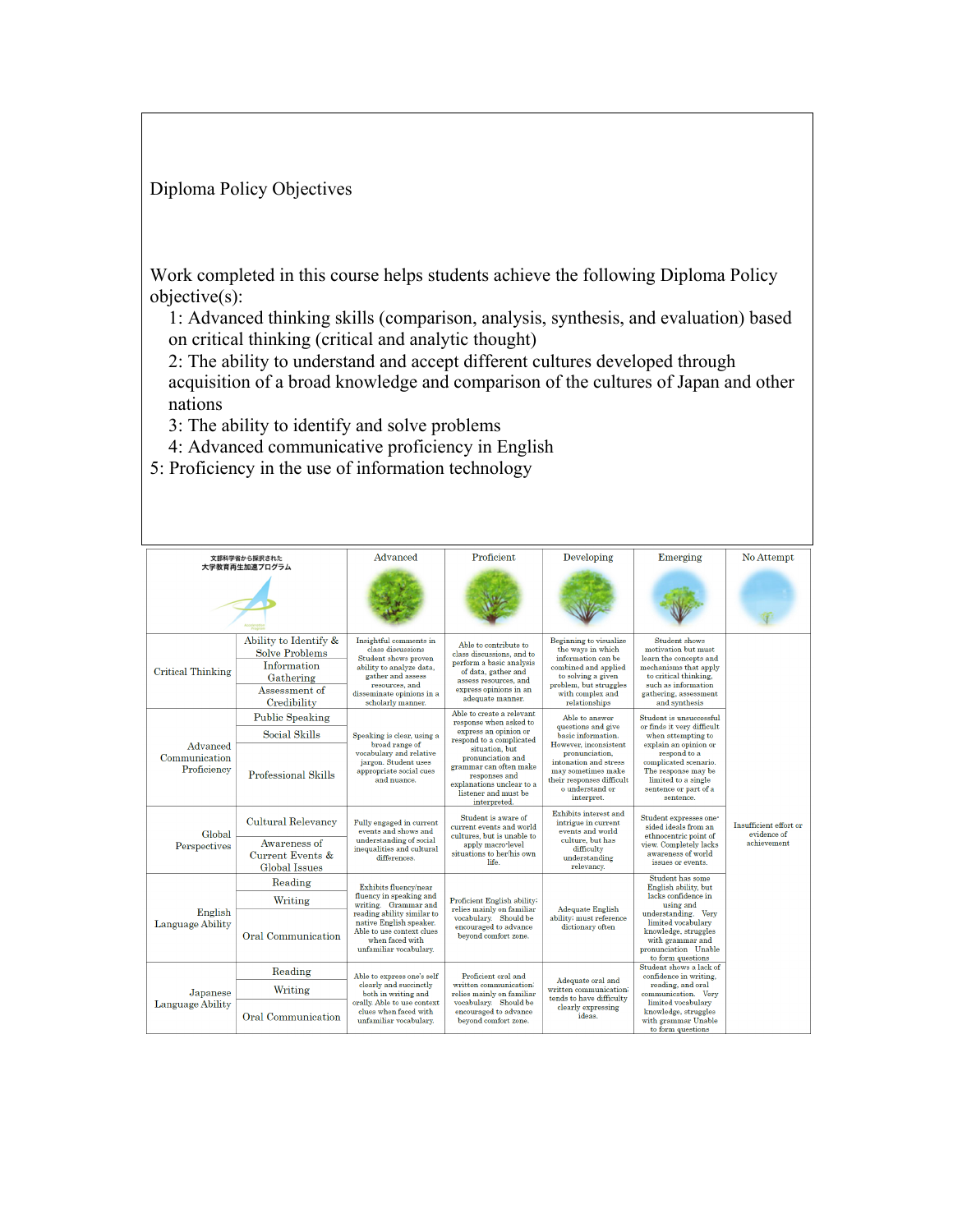Diploma Policy Objectives

Work completed in this course helps students achieve the following Diploma Policy objective(s):

1: Advanced thinking skills (comparison, analysis, synthesis, and evaluation) based on critical thinking (critical and analytic thought)
2: The ability to understand and accept different cultures developed through acquisition of a broad knowledge and comparison of the cultures of Japan and other nations
3: The ability to identify and solve problems
4: Advanced communicative proficiency in English
5: Proficiency in the use of information technology

| 文部科学省から採択された 大学教育再生加速プログラム | | Advanced | Proficient | Developing | Emerging | No Attempt |
|---|---|---|---|---|---|---|
| Critical Thinking | Ability to Identify & Solve Problems<br>Information Gathering<br>Assessment of Credibility | Insightful comments in class discussions Student shows proven ability to analyze data, gather and assess resources, and disseminate opinions in a scholarly manner. | Able to contribute to class discussions, and to perform a basic analysis of data, gather and assess resources, and express opinions in an adequate manner. | Beginning to visualize the ways in which information can be combined and applied to solving a given problem, but struggles with complex and relationships | Student shows motivation but must learn the concepts and mechanisms that apply to critical thinking, such as information gathering, assessment and synthesis | Insufficient effort or evidence of achievement |
| Advanced Communication Proficiency | Public Speaking<br>Social Skills<br>Professional Skills | Speaking is clear, using a broad range of vocabulary and relative jargon. Student uses appropriate social cues and nuance. | Able to create a relevant response when asked to express an opinion or respond to a complicated situation, but pronunciation and grammar can often make responses and explanations unclear to a listener and must be interpreted. | Able to answer questions and give basic information. However, inconsistent pronunciation, intonation and stress may sometimes make their responses difficult o understand or interpret. | Student is unsuccessful or finds it very difficult when attempting to explain an opinion or respond to a complicated scenario. The response may be limited to a single sentence or part of a sentence. | |
| Global Perspectives | Cultural Relevancy<br>Awareness of Current Events & Global Issues | Fully engaged in current events and shows and understanding of social inequalities and cultural differences. | Student is aware of current events and world cultures, but is unable to apply macro-level situations to her/his own life. | Exhibits interest and intrigue in current events and world culture, but has difficulty understanding relevancy. | Student expresses one-sided ideals from an ethnocentric point of view. Completely lacks awareness of world issues or events. | |
| English Language Ability | Reading<br>Writing<br>Oral Communication | Exhibits fluency/near fluency in speaking and writing. Grammar and reading ability similar to native English speaker. Able to use context clues when faced with unfamiliar vocabulary. | Proficient English ability; relies mainly on familiar vocabulary. Should be encouraged to advance beyond comfort zone. | Adequate English ability; must reference dictionary often | Student has some English ability, but lacks confidence in using and understanding. Very limited vocabulary knowledge, struggles with grammar and pronunciation Unable to form questions | |
| Japanese Language Ability | Reading<br>Writing<br>Oral Communication | Able to express one's self clearly and succinctly both in writing and orally. Able to use context clues when faced with unfamiliar vocabulary. | Proficient oral and written communication; relies mainly on familiar vocabulary. Should be encouraged to advance beyond comfort zone. | Adequate oral and written communication; tends to have difficulty clearly expressing ideas. | Student shows a lack of confidence in writing, reading, and oral communication. Very limited vocabulary knowledge, struggles with grammar Unable to form questions | |